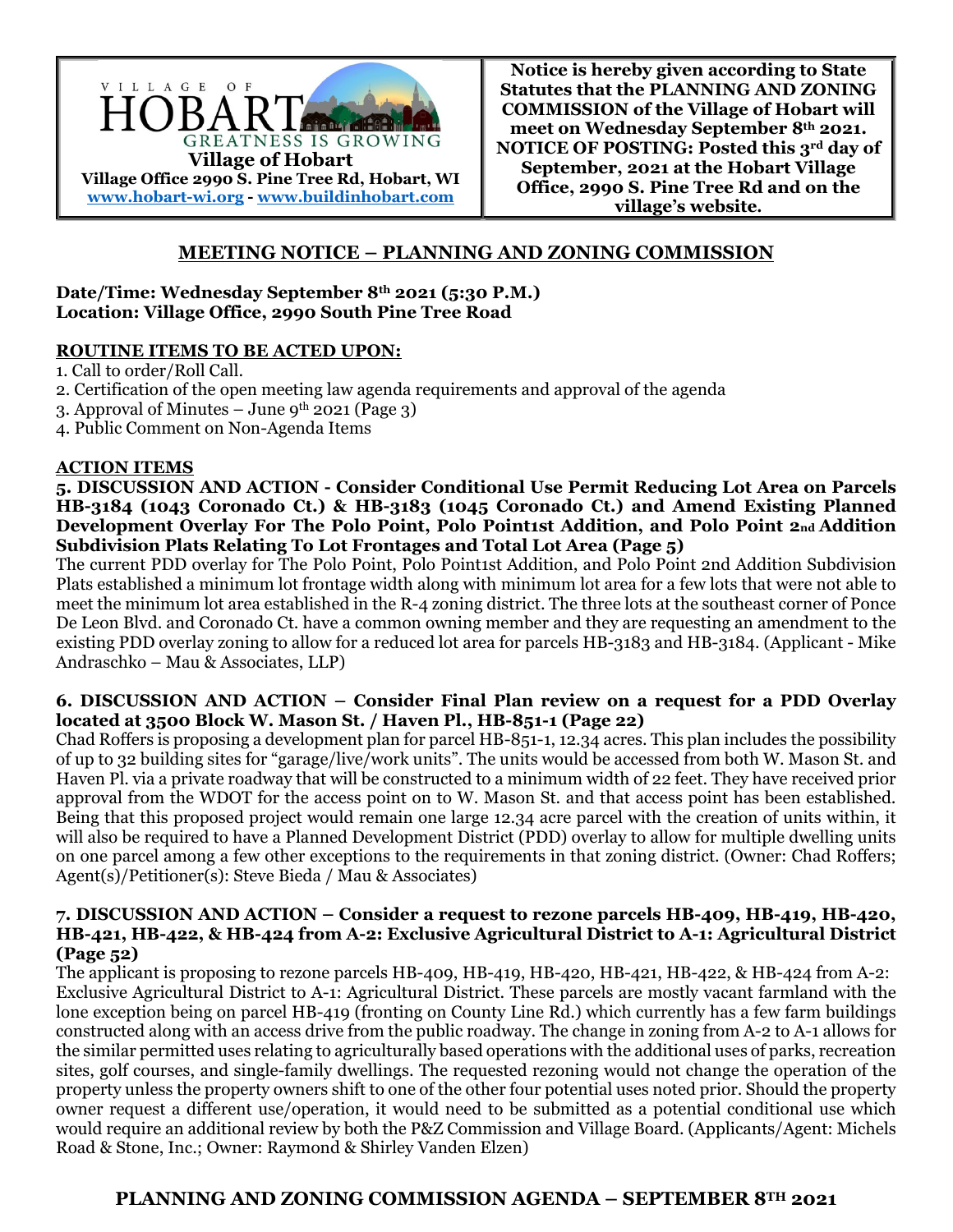VILLAGE OF
HOBART
GREATNESS IS GROWING

**Village of Hobart**
**Village Office 2990 S. Pine Tree Rd, Hobart, WI**
**www.hobart-wi.org - www.buildinhobart.com**

**Notice is hereby given according to State Statutes that the PLANNING AND ZONING COMMISSION of the Village of Hobart will meet on Wednesday September 8th 2021. NOTICE OF POSTING: Posted this 3rd day of September, 2021 at the Hobart Village Office, 2990 S. Pine Tree Rd and on the village's website.**

## MEETING NOTICE – PLANNING AND ZONING COMMISSION

**Date/Time: Wednesday September 8th 2021 (5:30 P.M.)**
**Location: Village Office, 2990 South Pine Tree Road**

### ROUTINE ITEMS TO BE ACTED UPON:

1. Call to order/Roll Call.
2. Certification of the open meeting law agenda requirements and approval of the agenda
3. Approval of Minutes – June 9th 2021 (Page 3)
4. Public Comment on Non-Agenda Items

### ACTION ITEMS

**5. DISCUSSION AND ACTION - Consider Conditional Use Permit Reducing Lot Area on Parcels HB-3184 (1043 Coronado Ct.) & HB-3183 (1045 Coronado Ct.) and Amend Existing Planned Development Overlay For The Polo Point, Polo Point1st Addition, and Polo Point 2nd Addition Subdivision Plats Relating To Lot Frontages and Total Lot Area (Page 5)**

The current PDD overlay for The Polo Point, Polo Point1st Addition, and Polo Point 2nd Addition Subdivision Plats established a minimum lot frontage width along with minimum lot area for a few lots that were not able to meet the minimum lot area established in the R-4 zoning district. The three lots at the southeast corner of Ponce De Leon Blvd. and Coronado Ct. have a common owning member and they are requesting an amendment to the existing PDD overlay zoning to allow for a reduced lot area for parcels HB-3183 and HB-3184. (Applicant - Mike Andraschko – Mau & Associates, LLP)

**6. DISCUSSION AND ACTION – Consider Final Plan review on a request for a PDD Overlay located at 3500 Block W. Mason St. / Haven Pl., HB-851-1 (Page 22)**

Chad Roffers is proposing a development plan for parcel HB-851-1, 12.34 acres. This plan includes the possibility of up to 32 building sites for "garage/live/work units". The units would be accessed from both W. Mason St. and Haven Pl. via a private roadway that will be constructed to a minimum width of 22 feet. They have received prior approval from the WDOT for the access point on to W. Mason St. and that access point has been established. Being that this proposed project would remain one large 12.34 acre parcel with the creation of units within, it will also be required to have a Planned Development District (PDD) overlay to allow for multiple dwelling units on one parcel among a few other exceptions to the requirements in that zoning district. (Owner: Chad Roffers; Agent(s)/Petitioner(s): Steve Bieda / Mau & Associates)

**7. DISCUSSION AND ACTION – Consider a request to rezone parcels HB-409, HB-419, HB-420, HB-421, HB-422, & HB-424 from A-2: Exclusive Agricultural District to A-1: Agricultural District (Page 52)**

The applicant is proposing to rezone parcels HB-409, HB-419, HB-420, HB-421, HB-422, & HB-424 from A-2: Exclusive Agricultural District to A-1: Agricultural District. These parcels are mostly vacant farmland with the lone exception being on parcel HB-419 (fronting on County Line Rd.) which currently has a few farm buildings constructed along with an access drive from the public roadway. The change in zoning from A-2 to A-1 allows for the similar permitted uses relating to agriculturally based operations with the additional uses of parks, recreation sites, golf courses, and single-family dwellings. The requested rezoning would not change the operation of the property unless the property owners shift to one of the other four potential uses noted prior. Should the property owner request a different use/operation, it would need to be submitted as a potential conditional use which would require an additional review by both the P&Z Commission and Village Board. (Applicants/Agent: Michels Road & Stone, Inc.; Owner: Raymond & Shirley Vanden Elzen)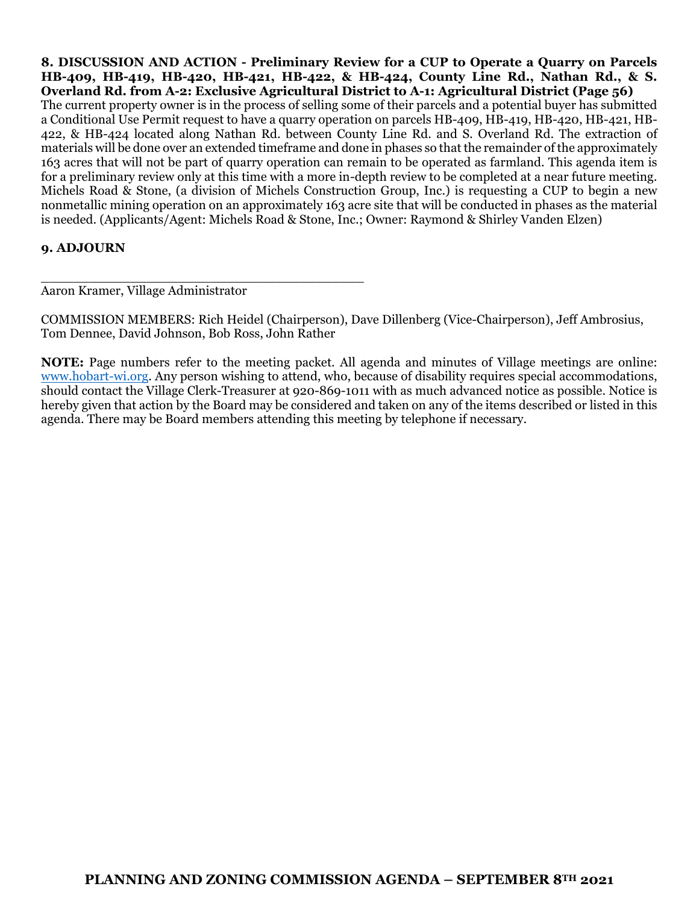**8. DISCUSSION AND ACTION - Preliminary Review for a CUP to Operate a Quarry on Parcels HB-409, HB-419, HB-420, HB-421, HB-422, & HB-424, County Line Rd., Nathan Rd., & S. Overland Rd. from A-2: Exclusive Agricultural District to A-1: Agricultural District (Page 56)**

The current property owner is in the process of selling some of their parcels and a potential buyer has submitted a Conditional Use Permit request to have a quarry operation on parcels HB-409, HB-419, HB-420, HB-421, HB-422, & HB-424 located along Nathan Rd. between County Line Rd. and S. Overland Rd. The extraction of materials will be done over an extended timeframe and done in phases so that the remainder of the approximately 163 acres that will not be part of quarry operation can remain to be operated as farmland. This agenda item is for a preliminary review only at this time with a more in-depth review to be completed at a near future meeting. Michels Road & Stone, (a division of Michels Construction Group, Inc.) is requesting a CUP to begin a new nonmetallic mining operation on an approximately 163 acre site that will be conducted in phases as the material is needed. (Applicants/Agent: Michels Road & Stone, Inc.; Owner: Raymond & Shirley Vanden Elzen)

**9. ADJOURN**

\_\_\_\_\_\_\_\_\_\_\_\_\_\_\_\_\_\_\_\_\_\_\_\_\_\_\_\_\_\_\_\_\_\_\_\_\_\_\_\_

Aaron Kramer, Village Administrator

COMMISSION MEMBERS: Rich Heidel (Chairperson), Dave Dillenberg (Vice-Chairperson), Jeff Ambrosius, Tom Dennee, David Johnson, Bob Ross, John Rather

**NOTE:** Page numbers refer to the meeting packet. All agenda and minutes of Village meetings are online: [www.hobart-wi.org](http://www.hobart-wi.org). Any person wishing to attend, who, because of disability requires special accommodations, should contact the Village Clerk-Treasurer at 920-869-1011 with as much advanced notice as possible. Notice is hereby given that action by the Board may be considered and taken on any of the items described or listed in this agenda. There may be Board members attending this meeting by telephone if necessary.